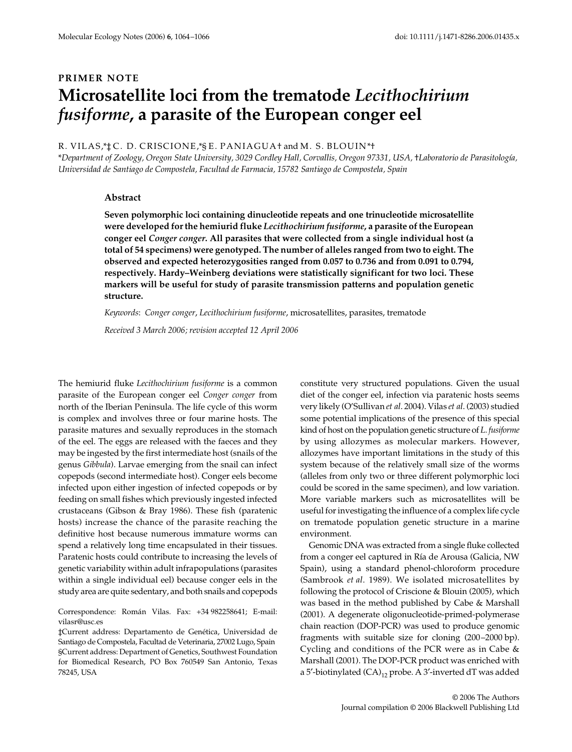PRIMER NOTE

# Microsatellite loci from the trematode *Lecithochirium fusiforme*, a parasite of the European conger eel

R. VILAS,*‡ C. D. CRISCIONE,*§ E. PANIAGUA† and M. S. BLOUIN*†

*Department of Zoology, Oregon State University, 3029 Cordley Hall, Corvallis, Oregon 97331, USA, †Laboratorio de Parasitología, Universidad de Santiago de Compostela, Facultad de Farmacia, 15782 Santiago de Compostela, Spain*

## Abstract

**Seven polymorphic loci containing dinucleotide repeats and one trinucleotide microsatellite were developed for the hemiurid fluke *Lecithochirium fusiforme*, a parasite of the European conger eel *Conger conger*. All parasites that were collected from a single individual host (a total of 54 specimens) were genotyped. The number of alleles ranged from two to eight. The observed and expected heterozygosities ranged from 0.057 to 0.736 and from 0.091 to 0.794, respectively. Hardy–Weinberg deviations were statistically significant for two loci. These markers will be useful for study of parasite transmission patterns and population genetic structure.**

*Keywords*: *Conger conger*, *Lecithochirium fusiforme*, microsatellites, parasites, trematode

*Received 3 March 2006; revision accepted 12 April 2006*

The hemiurid fluke *Lecithochirium fusiforme* is a common parasite of the European conger eel *Conger conger* from north of the Iberian Peninsula. The life cycle of this worm is complex and involves three or four marine hosts. The parasite matures and sexually reproduces in the stomach of the eel. The eggs are released with the faeces and they may be ingested by the first intermediate host (snails of the genus *Gibbula*). Larvae emerging from the snail can infect copepods (second intermediate host). Conger eels become infected upon either ingestion of infected copepods or by feeding on small fishes which previously ingested infected crustaceans (Gibson & Bray 1986). These fish (paratenic hosts) increase the chance of the parasite reaching the definitive host because numerous immature worms can spend a relatively long time encapsulated in their tissues. Paratenic hosts could contribute to increasing the levels of genetic variability within adult infrapopulations (parasites within a single individual host) because conger eels in the study area are quite sedentary, and both snails and copepods constitute very structured populations. Given the usual diet of the conger eel, infection via paratenic hosts seems very likely (O'Sullivan *et al*. 2004). Vilas *et al*. (2003) studied some potential implications of the presence of this special kind of host on the population genetic structure of *L. fusiforme* by using allozymes as molecular markers. However, allozymes have important limitations in the study of this system because of the relatively small size of the worms (alleles from only two or three different polymorphic loci could be scored in the same specimen), and low variation. More variable markers such as microsatellites will be useful for investigating the influence of a complex life cycle on trematode population genetic structure in a marine environment.

Genomic DNA was extracted from a single fluke collected from a conger eel captured in Ría de Arousa (Galicia, NW Spain), using a standard phenol-chloroform procedure (Sambrook *et al*. 1989). We isolated microsatellites by following the protocol of Criscione & Blouin (2005), which was based in the method published by Cabe & Marshall (2001). A degenerate oligonucleotide-primed-polymerase chain reaction (DOP-PCR) was used to produce genomic fragments with suitable size for cloning (200–2000 bp). Cycling and conditions of the PCR were as in Cabe & Marshall (2001). The DOP-PCR product was enriched with a 5′-biotinylated $(CA)_{12}$ probe. A 3′-inverted dT was added

Correspondence: Román Vilas. Fax: +34 982258641; E-mail: vilasr@usc.es

‡Current address: Departamento de Genética, Universidad de Santiago de Compostela, Facultad de Veterinaria, 27002 Lugo, Spain

§Current address: Department of Genetics, Southwest Foundation for Biomedical Research, PO Box 760549 San Antonio, Texas 78245, USA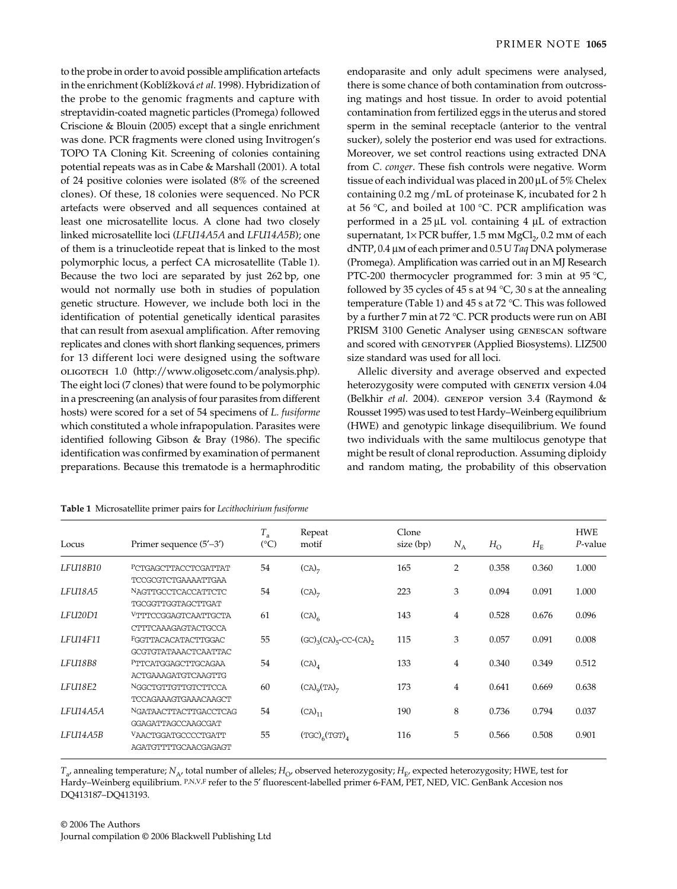to the probe in order to avoid possible amplification artefacts in the enrichment (Koblížková *et al*. 1998). Hybridization of the probe to the genomic fragments and capture with streptavidin-coated magnetic particles (Promega) followed Criscione & Blouin (2005) except that a single enrichment was done. PCR fragments were cloned using Invitrogen's TOPO TA Cloning Kit. Screening of colonies containing potential repeats was as in Cabe & Marshall (2001). A total of 24 positive colonies were isolated (8% of the screened clones). Of these, 18 colonies were sequenced. No PCR artefacts were observed and all sequences contained at least one microsatellite locus. A clone had two closely linked microsatellite loci (*LFU14A5A* and *LFU14A5B*); one of them is a trinucleotide repeat that is linked to the most polymorphic locus, a perfect CA microsatellite (Table 1). Because the two loci are separated by just 262 bp, one would not normally use both in studies of population genetic structure. However, we include both loci in the identification of potential genetically identical parasites that can result from asexual amplification. After removing replicates and clones with short flanking sequences, primers for 13 different loci were designed using the software OLIGOTECH 1.0 (http://www.oligosetc.com/analysis.php). The eight loci (7 clones) that were found to be polymorphic in a prescreening (an analysis of four parasites from different hosts) were scored for a set of 54 specimens of *L. fusiforme* which constituted a whole infrapopulation. Parasites were identified following Gibson & Bray (1986). The specific identification was confirmed by examination of permanent preparations. Because this trematode is a hermaphroditic endoparasite and only adult specimens were analysed, there is some chance of both contamination from outcrossing matings and host tissue. In order to avoid potential contamination from fertilized eggs in the uterus and stored sperm in the seminal receptacle (anterior to the ventral sucker), solely the posterior end was used for extractions. Moreover, we set control reactions using extracted DNA from *C. conger*. These fish controls were negative. Worm tissue of each individual was placed in 200 µL of 5% Chelex containing 0.2 mg/mL of proteinase K, incubated for 2 h at 56 °C, and boiled at 100 °C. PCR amplification was performed in a 25 µL vol. containing 4 µL of extraction supernatant, 1× PCR buffer, 1.5 mM $MgCl_2$, 0.2 mM of each dNTP, 0.4 µM of each primer and 0.5 U *Taq* DNA polymerase (Promega). Amplification was carried out in an MJ Research PTC-200 thermocycler programmed for: 3 min at 95 °C, followed by 35 cycles of 45 s at 94 °C, 30 s at the annealing temperature (Table 1) and 45 s at 72 °C. This was followed by a further 7 min at 72 °C. PCR products were run on ABI PRISM 3100 Genetic Analyser using GENESCAN software and scored with GENOTYPER (Applied Biosystems). LIZ500 size standard was used for all loci.

Allelic diversity and average observed and expected heterozygosity were computed with GENETIX version 4.04 (Belkhir *et al*. 2004). GENEPOP version 3.4 (Raymond & Rousset 1995) was used to test Hardy–Weinberg equilibrium (HWE) and genotypic linkage disequilibrium. We found two individuals with the same multilocus genotype that might be result of clonal reproduction. Assuming diploidy and random mating, the probability of this observation

**Table 1** Microsatellite primer pairs for *Lecithochirium fusiforme*

| Locus | Primer sequence (5′–3′) | $T_a$ (°C) | Repeat motif | Clone size (bp) | $N_A$ | $H_O$ | $H_E$ | HWE *P*-value |
|---|---|---|---|---|---|---|---|---|
| *LFU18B10* | [P]CTGAGCTTACCTCGATTAT<br>TCCGCGTCTGAAAATTGAA | 54 | $(CA)_7$ | 165 | 2 | 0.358 | 0.360 | 1.000 |
| *LFU18A5* | [N]AGTTGCCTCACCATTCTC<br>TGCGGTTGGTAGCTTGAT | 54 | $(CA)_7$ | 223 | 3 | 0.094 | 0.091 | 1.000 |
| *LFU20D1* | [V]TTTCCGGAGTCAATTGCTA<br>CTTTCAAAGAGTACTGCCA | 61 | $(CA)_6$ | 143 | 4 | 0.528 | 0.676 | 0.096 |
| *LFU14F11* | [F]GGTTACACATACTTGGAC<br>GCGTGTATAAACTCAATTAC | 55 | $(GC)_3(CA)_5$-CC-$(CA)_2$ | 115 | 3 | 0.057 | 0.091 | 0.008 |
| *LFU18B8* | [P]TTCATGGAGCTTGCAGAA<br>ACTGAAAGATGTCAAGTTG | 54 | $(CA)_4$ | 133 | 4 | 0.340 | 0.349 | 0.512 |
| *LFU18E2* | [N]GGCTGTTGTTGTCTTCCA<br>TCCAGAAAGTGAAACAAGCT | 60 | $(CA)_9(TA)_7$ | 173 | 4 | 0.641 | 0.669 | 0.638 |
| *LFU14A5A* | [N]GATAACTTACTTGACCTCAG<br>GGAGATTAGCCAAGCGAT | 54 | $(CA)_{11}$ | 190 | 8 | 0.736 | 0.794 | 0.037 |
| *LFU14A5B* | [V]AACTGGATGCCCCTGATT<br>AGATGTTTTGCAACGAGAGT | 55 | $(TGC)_6(TGT)_4$ | 116 | 5 | 0.566 | 0.508 | 0.901 |

$T_a$, annealing temperature; $N_A$, total number of alleles; $H_O$, observed heterozygosity; $H_E$, expected heterozygosity; HWE, test for Hardy–Weinberg equilibrium. [P,N,V,F] refer to the 5′ fluorescent-labelled primer 6-FAM, PET, NED, VIC. GenBank Accesion nos DQ413187–DQ413193.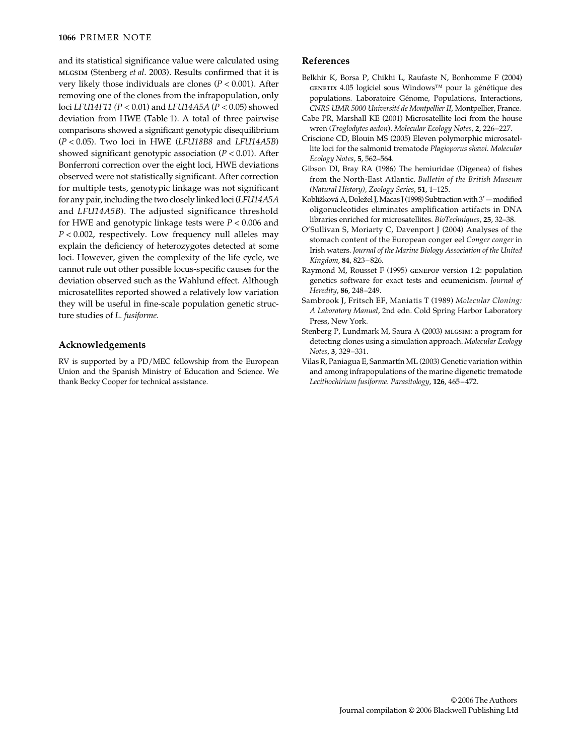and its statistical significance value were calculated using MLGSIM (Stenberg *et al*. 2003). Results confirmed that it is very likely those individuals are clones ($P < 0.001$). After removing one of the clones from the infrapopulation, only loci *LFU14F11* ($P < 0.01$) and *LFU14A5A* ($P < 0.05$) showed deviation from HWE (Table 1). A total of three pairwise comparisons showed a significant genotypic disequilibrium ($P < 0.05$). Two loci in HWE (*LFU18B8* and *LFU14A5B*) showed significant genotypic association ($P < 0.01$). After Bonferroni correction over the eight loci, HWE deviations observed were not statistically significant. After correction for multiple tests, genotypic linkage was not significant for any pair, including the two closely linked loci (*LFU14A5A* and *LFU14A5B*). The adjusted significance threshold for HWE and genotypic linkage tests were $P < 0.006$ and $P < 0.002$, respectively. Low frequency null alleles may explain the deficiency of heterozygotes detected at some loci. However, given the complexity of the life cycle, we cannot rule out other possible locus-specific causes for the deviation observed such as the Wahlund effect. Although microsatellites reported showed a relatively low variation they will be useful in fine-scale population genetic structure studies of *L. fusiforme*.

## Acknowledgements

RV is supported by a PD/MEC fellowship from the European Union and the Spanish Ministry of Education and Science. We thank Becky Cooper for technical assistance.

## References

Belkhir K, Borsa P, Chikhi L, Raufaste N, Bonhomme F (2004) GENETIX 4.05 logiciel sous Windows™ pour la génétique des populations. Laboratoire Génome, Populations, Interactions, *CNRS UMR 5000 Université de Montpellier II*, Montpellier, France.

Cabe PR, Marshall KE (2001) Microsatellite loci from the house wren (*Troglodytes aedon*). *Molecular Ecology Notes*, **2**, 226–227.

Criscione CD, Blouin MS (2005) Eleven polymorphic microsatellite loci for the salmonid trematode *Plagioporus shawi*. *Molecular Ecology Notes*, **5**, 562–564.

Gibson DI, Bray RA (1986) The hemiuridae (Digenea) of fishes from the North-East Atlantic. *Bulletin of the British Museum (Natural History), Zoology Series*, **51**, 1–125.

Koblížková A, Doležel J, Macas J (1998) Subtraction with 3′—modified oligonucleotides eliminates amplification artifacts in DNA libraries enriched for microsatellites. *BioTechniques*, **25**, 32–38.

O'Sullivan S, Moriarty C, Davenport J (2004) Analyses of the stomach content of the European conger eel *Conger conger* in Irish waters. *Journal of the Marine Biology Association of the United Kingdom*, **84**, 823–826.

Raymond M, Rousset F (1995) GENEPOP version 1.2: population genetics software for exact tests and ecumenicism. *Journal of Heredity*, **86**, 248–249.

Sambrook J, Fritsch EF, Maniatis T (1989) *Molecular Cloning: A Laboratory Manual*, 2nd edn. Cold Spring Harbor Laboratory Press, New York.

Stenberg P, Lundmark M, Saura A (2003) MLGSIM: a program for detecting clones using a simulation approach. *Molecular Ecology Notes*, **3**, 329–331.

Vilas R, Paniagua E, Sanmartín ML (2003) Genetic variation within and among infrapopulations of the marine digenetic trematode *Lecithochirium fusiforme*. *Parasitology*, **126**, 465–472.